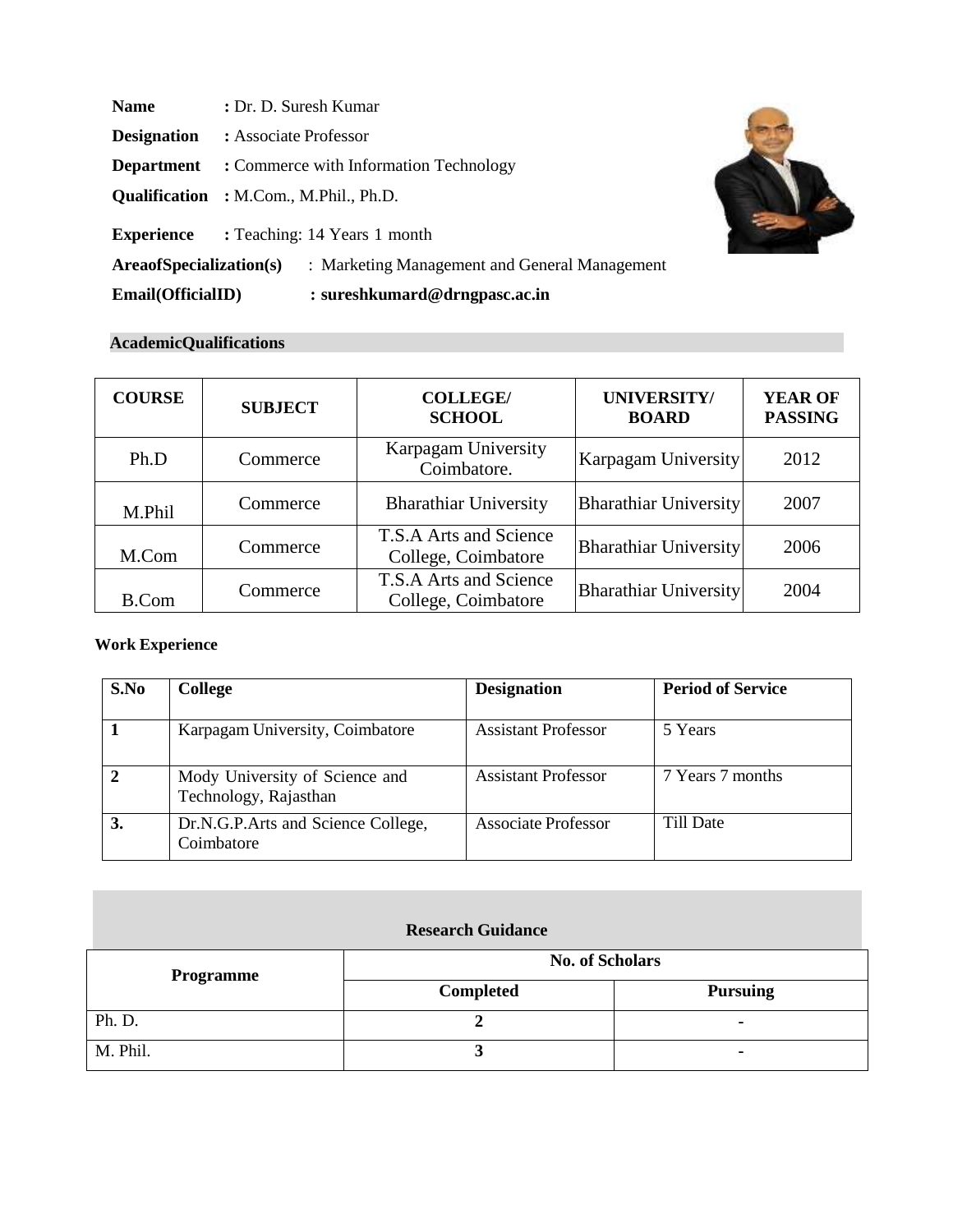**Name** : Dr. D. Suresh Kumar

**Designation** : Associate Professor

**Department** : Commerce with Information Technology

**Qualification** : M.Com., M.Phil., Ph.D.

**Experience** : Teaching: 14 Years 1 month

**AreaofSpecialization(s)** : Marketing Management and General Management

**Email(OfficialID)** : **sureshkumard@drngpasc.ac.in**

## AcademicQualifications

| COURSE | SUBJECT | COLLEGE/ SCHOOL | UNIVERSITY/ BOARD | YEAR OF PASSING |
|---|---|---|---|---|
| Ph.D | Commerce | Karpagam University Coimbatore. | Karpagam University | 2012 |
| M.Phil | Commerce | Bharathiar University | Bharathiar University | 2007 |
| M.Com | Commerce | T.S.A Arts and Science College, Coimbatore | Bharathiar University | 2006 |
| B.Com | Commerce | T.S.A Arts and Science College, Coimbatore | Bharathiar University | 2004 |

## Work Experience

| S.No | College | Designation | Period of Service |
|---|---|---|---|
| 1 | Karpagam University, Coimbatore | Assistant Professor | 5 Years |
| 2 | Mody University of Science and Technology, Rajasthan | Assistant Professor | 7 Years 7 months |
| 3. | Dr.N.G.P.Arts and Science College, Coimbatore | Associate Professor | Till Date |

## Research Guidance

| Programme | No. of Scholars | |
|---|---|---|
| | Completed | Pursuing |
| Ph. D. | 2 | - |
| M. Phil. | 3 | - |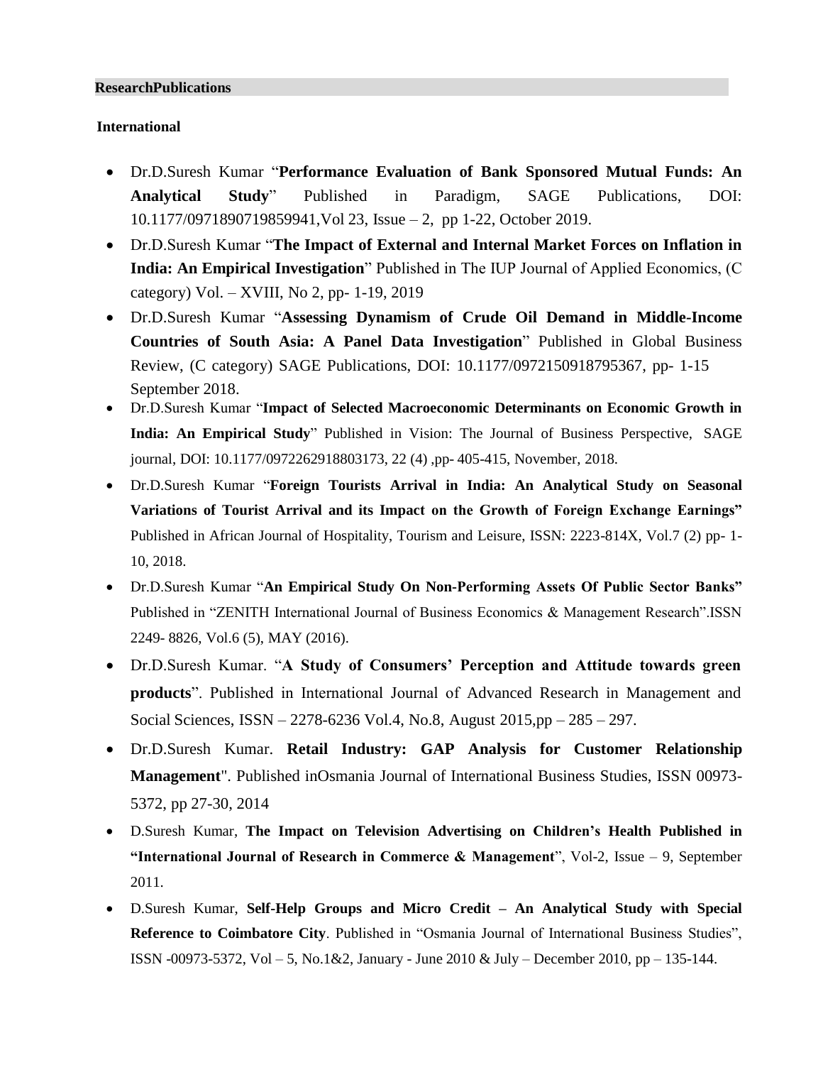## ResearchPublications

### International

- Dr.D.Suresh Kumar "**Performance Evaluation of Bank Sponsored Mutual Funds: An Analytical Study**" Published in Paradigm, SAGE Publications, DOI: 10.1177/0971890719859941,Vol 23, Issue – 2, pp 1-22, October 2019.
- Dr.D.Suresh Kumar "**The Impact of External and Internal Market Forces on Inflation in India: An Empirical Investigation**" Published in The IUP Journal of Applied Economics, (C category) Vol. – XVIII, No 2, pp- 1-19, 2019
- Dr.D.Suresh Kumar "**Assessing Dynamism of Crude Oil Demand in Middle-Income Countries of South Asia: A Panel Data Investigation**" Published in Global Business Review, (C category) SAGE Publications, DOI: 10.1177/0972150918795367, pp- 1-15 September 2018.
- Dr.D.Suresh Kumar "**Impact of Selected Macroeconomic Determinants on Economic Growth in India: An Empirical Study**" Published in Vision: The Journal of Business Perspective, SAGE journal, DOI: 10.1177/0972262918803173, 22 (4) ,pp- 405-415, November, 2018.
- Dr.D.Suresh Kumar "**Foreign Tourists Arrival in India: An Analytical Study on Seasonal Variations of Tourist Arrival and its Impact on the Growth of Foreign Exchange Earnings"** Published in African Journal of Hospitality, Tourism and Leisure, ISSN: 2223-814X, Vol.7 (2) pp- 1-10, 2018.
- Dr.D.Suresh Kumar "**An Empirical Study On Non-Performing Assets Of Public Sector Banks"** Published in "ZENITH International Journal of Business Economics & Management Research".ISSN 2249- 8826, Vol.6 (5), MAY (2016).
- Dr.D.Suresh Kumar. "**A Study of Consumers' Perception and Attitude towards green products**". Published in International Journal of Advanced Research in Management and Social Sciences, ISSN – 2278-6236 Vol.4, No.8, August 2015,pp – 285 – 297.
- Dr.D.Suresh Kumar. **Retail Industry: GAP Analysis for Customer Relationship Management**". Published inOsmania Journal of International Business Studies, ISSN 00973-5372, pp 27-30, 2014
- D.Suresh Kumar, **The Impact on Television Advertising on Children's Health Published in "International Journal of Research in Commerce & Management**", Vol-2, Issue – 9, September 2011.
- D.Suresh Kumar, **Self-Help Groups and Micro Credit – An Analytical Study with Special Reference to Coimbatore City**. Published in "Osmania Journal of International Business Studies", ISSN -00973-5372, Vol – 5, No.1&2, January - June 2010 & July – December 2010, pp – 135-144.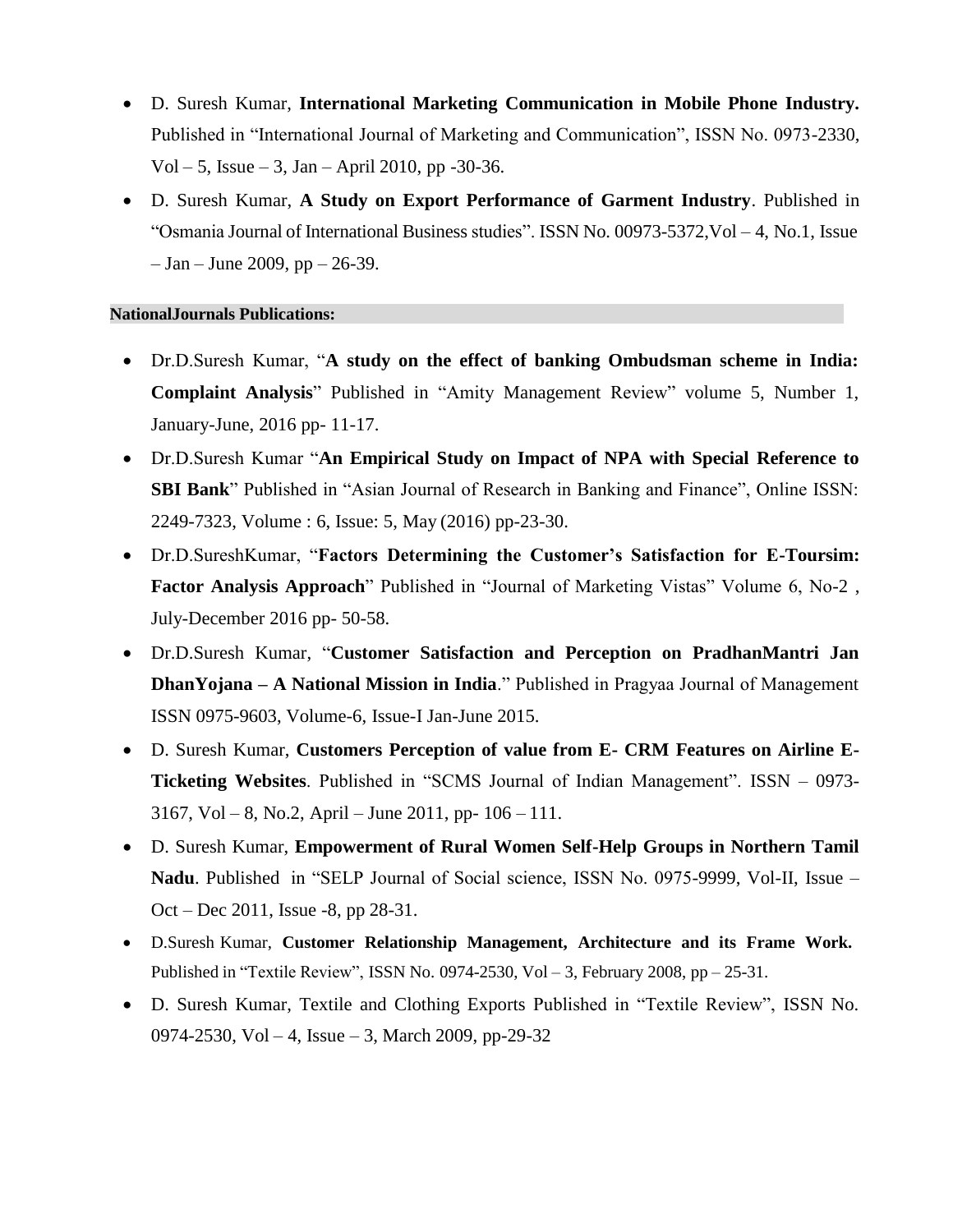- D. Suresh Kumar, **International Marketing Communication in Mobile Phone Industry.** Published in "International Journal of Marketing and Communication", ISSN No. 0973-2330, Vol – 5, Issue – 3, Jan – April 2010, pp -30-36.
- D. Suresh Kumar, **A Study on Export Performance of Garment Industry**. Published in "Osmania Journal of International Business studies". ISSN No. 00973-5372,Vol – 4, No.1, Issue – Jan – June 2009, pp – 26-39.

**NationalJournals Publications:**

- Dr.D.Suresh Kumar, "**A study on the effect of banking Ombudsman scheme in India: Complaint Analysis**" Published in "Amity Management Review" volume 5, Number 1, January-June, 2016 pp- 11-17.
- Dr.D.Suresh Kumar "**An Empirical Study on Impact of NPA with Special Reference to SBI Bank**" Published in "Asian Journal of Research in Banking and Finance", Online ISSN: 2249-7323, Volume : 6, Issue: 5, May (2016) pp-23-30.
- Dr.D.SureshKumar, "**Factors Determining the Customer's Satisfaction for E-Toursim: Factor Analysis Approach**" Published in "Journal of Marketing Vistas" Volume 6, No-2 , July-December 2016 pp- 50-58.
- Dr.D.Suresh Kumar, "**Customer Satisfaction and Perception on PradhanMantri Jan DhanYojana – A National Mission in India**." Published in Pragyaa Journal of Management ISSN 0975-9603, Volume-6, Issue-I Jan-June 2015.
- D. Suresh Kumar, **Customers Perception of value from E- CRM Features on Airline E-Ticketing Websites**. Published in "SCMS Journal of Indian Management". ISSN – 0973-3167, Vol – 8, No.2, April – June 2011, pp- 106 – 111.
- D. Suresh Kumar, **Empowerment of Rural Women Self-Help Groups in Northern Tamil Nadu**. Published in "SELP Journal of Social science, ISSN No. 0975-9999, Vol-II, Issue – Oct – Dec 2011, Issue -8, pp 28-31.
- D.Suresh Kumar, **Customer Relationship Management, Architecture and its Frame Work.** Published in "Textile Review", ISSN No. 0974-2530, Vol – 3, February 2008, pp – 25-31.
- D. Suresh Kumar, Textile and Clothing Exports Published in "Textile Review", ISSN No. 0974-2530, Vol – 4, Issue – 3, March 2009, pp-29-32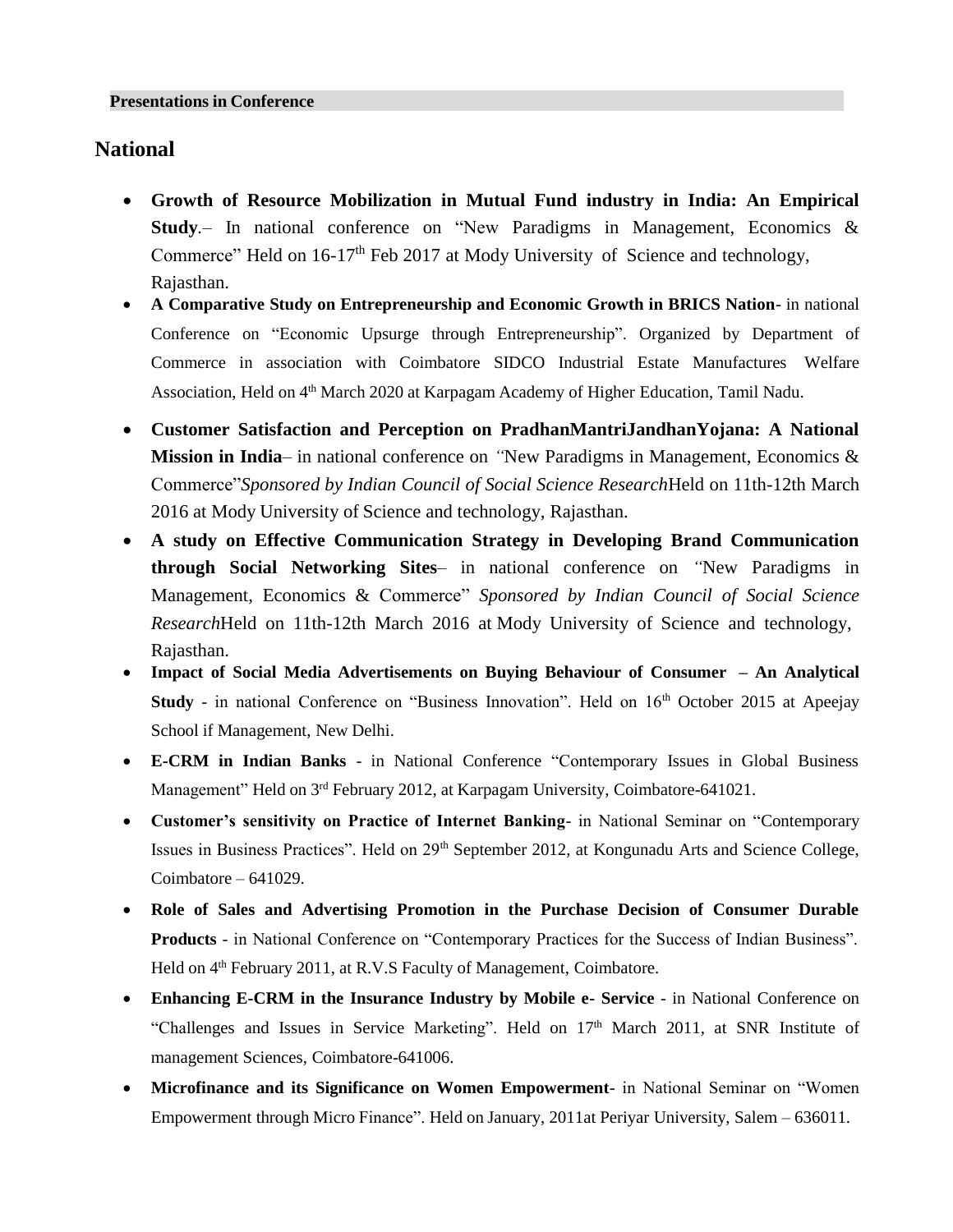**Presentations in Conference**

## National

- **Growth of Resource Mobilization in Mutual Fund industry in India: An Empirical Study**.– In national conference on "New Paradigms in Management, Economics & Commerce" Held on 16-17th Feb 2017 at Mody University of Science and technology, Rajasthan.
- **A Comparative Study on Entrepreneurship and Economic Growth in BRICS Nation**- in national Conference on "Economic Upsurge through Entrepreneurship". Organized by Department of Commerce in association with Coimbatore SIDCO Industrial Estate Manufactures Welfare Association, Held on 4th March 2020 at Karpagam Academy of Higher Education, Tamil Nadu.
- **Customer Satisfaction and Perception on PradhanMantriJandhanYojana: A National Mission in India**– in national conference on "New Paradigms in Management, Economics & Commerce"*Sponsored by Indian Council of Social Science Research*Held on 11th-12th March 2016 at Mody University of Science and technology, Rajasthan.
- **A study on Effective Communication Strategy in Developing Brand Communication through Social Networking Sites**– in national conference on "New Paradigms in Management, Economics & Commerce" *Sponsored by Indian Council of Social Science Research*Held on 11th-12th March 2016 at Mody University of Science and technology, Rajasthan.
- **Impact of Social Media Advertisements on Buying Behaviour of Consumer – An Analytical Study** - in national Conference on "Business Innovation". Held on 16th October 2015 at Apeejay School if Management, New Delhi.
- **E-CRM in Indian Banks** - in National Conference "Contemporary Issues in Global Business Management" Held on 3rd February 2012, at Karpagam University, Coimbatore-641021.
- **Customer's sensitivity on Practice of Internet Banking**- in National Seminar on "Contemporary Issues in Business Practices". Held on 29th September 2012, at Kongunadu Arts and Science College, Coimbatore – 641029.
- **Role of Sales and Advertising Promotion in the Purchase Decision of Consumer Durable Products** - in National Conference on "Contemporary Practices for the Success of Indian Business". Held on 4th February 2011, at R.V.S Faculty of Management, Coimbatore.
- **Enhancing E-CRM in the Insurance Industry by Mobile e- Service** - in National Conference on "Challenges and Issues in Service Marketing". Held on 17th March 2011, at SNR Institute of management Sciences, Coimbatore-641006.
- **Microfinance and its Significance on Women Empowerment**- in National Seminar on "Women Empowerment through Micro Finance". Held on January, 2011at Periyar University, Salem – 636011.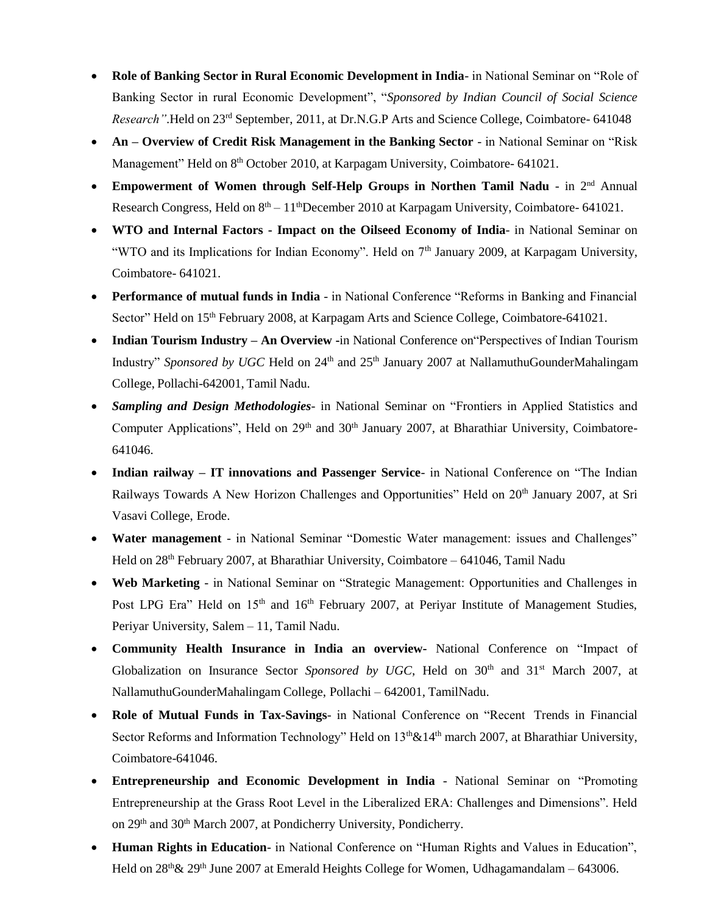- **Role of Banking Sector in Rural Economic Development in India**- in National Seminar on "Role of Banking Sector in rural Economic Development", "*Sponsored by Indian Council of Social Science Research"*.Held on 23rd September, 2011, at Dr.N.G.P Arts and Science College, Coimbatore- 641048
- **An – Overview of Credit Risk Management in the Banking Sector** - in National Seminar on "Risk Management" Held on 8th October 2010, at Karpagam University, Coimbatore- 641021.
- **Empowerment of Women through Self-Help Groups in Northen Tamil Nadu** - in 2nd Annual Research Congress, Held on 8th – 11thDecember 2010 at Karpagam University, Coimbatore- 641021.
- **WTO and Internal Factors - Impact on the Oilseed Economy of India**- in National Seminar on "WTO and its Implications for Indian Economy". Held on 7th January 2009, at Karpagam University, Coimbatore- 641021.
- **Performance of mutual funds in India** - in National Conference "Reforms in Banking and Financial Sector" Held on 15th February 2008, at Karpagam Arts and Science College, Coimbatore-641021.
- **Indian Tourism Industry – An Overview -**in National Conference on"Perspectives of Indian Tourism Industry" *Sponsored by UGC* Held on 24th and 25th January 2007 at NallamuthuGounderMahalingam College, Pollachi-642001, Tamil Nadu.
- ***Sampling and Design Methodologies***- in National Seminar on "Frontiers in Applied Statistics and Computer Applications", Held on 29th and 30th January 2007, at Bharathiar University, Coimbatore-641046.
- **Indian railway – IT innovations and Passenger Service**- in National Conference on "The Indian Railways Towards A New Horizon Challenges and Opportunities" Held on 20th January 2007, at Sri Vasavi College, Erode.
- **Water management** - in National Seminar "Domestic Water management: issues and Challenges" Held on 28th February 2007, at Bharathiar University, Coimbatore – 641046, Tamil Nadu
- **Web Marketing** - in National Seminar on "Strategic Management: Opportunities and Challenges in Post LPG Era" Held on 15th and 16th February 2007, at Periyar Institute of Management Studies, Periyar University, Salem – 11, Tamil Nadu.
- **Community Health Insurance in India an overview-** National Conference on "Impact of Globalization on Insurance Sector *Sponsored by UGC*, Held on 30th and 31st March 2007, at NallamuthuGounderMahalingam College, Pollachi – 642001, TamilNadu.
- **Role of Mutual Funds in Tax-Savings**- in National Conference on "Recent Trends in Financial Sector Reforms and Information Technology" Held on 13th&14th march 2007, at Bharathiar University, Coimbatore-641046.
- **Entrepreneurship and Economic Development in India** - National Seminar on "Promoting Entrepreneurship at the Grass Root Level in the Liberalized ERA: Challenges and Dimensions". Held on 29th and 30th March 2007, at Pondicherry University, Pondicherry.
- **Human Rights in Education**- in National Conference on "Human Rights and Values in Education", Held on 28th& 29th June 2007 at Emerald Heights College for Women, Udhagamandalam – 643006.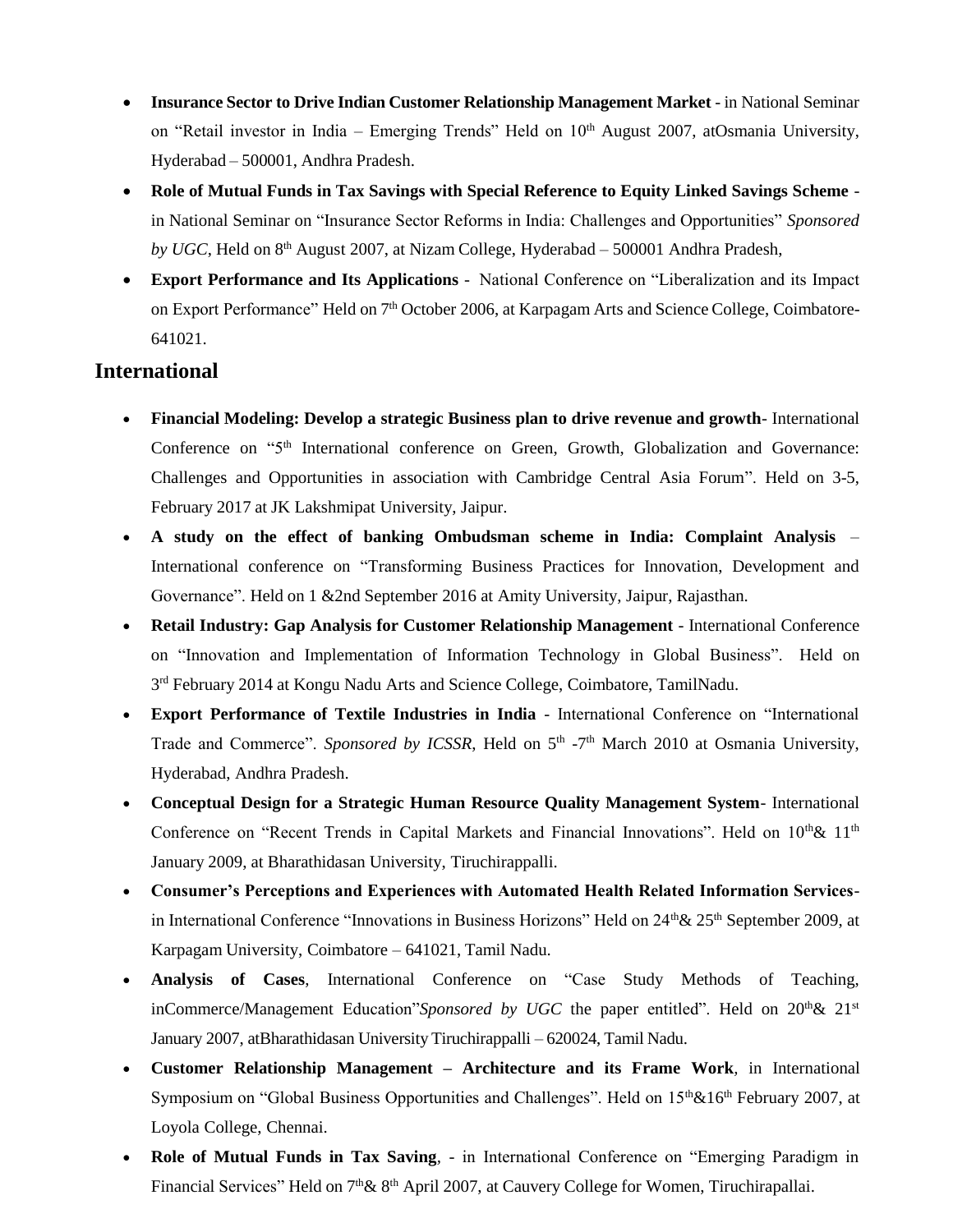- **Insurance Sector to Drive Indian Customer Relationship Management Market** - in National Seminar on "Retail investor in India – Emerging Trends" Held on 10th August 2007, atOsmania University, Hyderabad – 500001, Andhra Pradesh.
- **Role of Mutual Funds in Tax Savings with Special Reference to Equity Linked Savings Scheme** - in National Seminar on "Insurance Sector Reforms in India: Challenges and Opportunities" *Sponsored by UGC*, Held on 8th August 2007, at Nizam College, Hyderabad – 500001 Andhra Pradesh,
- **Export Performance and Its Applications** - National Conference on "Liberalization and its Impact on Export Performance" Held on 7th October 2006, at Karpagam Arts and Science College, Coimbatore-641021.

## International

- **Financial Modeling: Develop a strategic Business plan to drive revenue and growth**- International Conference on "5th International conference on Green, Growth, Globalization and Governance: Challenges and Opportunities in association with Cambridge Central Asia Forum". Held on 3-5, February 2017 at JK Lakshmipat University, Jaipur.
- **A study on the effect of banking Ombudsman scheme in India: Complaint Analysis** – International conference on "Transforming Business Practices for Innovation, Development and Governance". Held on 1 &2nd September 2016 at Amity University, Jaipur, Rajasthan.
- **Retail Industry: Gap Analysis for Customer Relationship Management** - International Conference on "Innovation and Implementation of Information Technology in Global Business". Held on 3rd February 2014 at Kongu Nadu Arts and Science College, Coimbatore, TamilNadu.
- **Export Performance of Textile Industries in India** - International Conference on "International Trade and Commerce". *Sponsored by ICSSR*, Held on 5th -7th March 2010 at Osmania University, Hyderabad, Andhra Pradesh.
- **Conceptual Design for a Strategic Human Resource Quality Management System**- International Conference on "Recent Trends in Capital Markets and Financial Innovations". Held on 10th& 11th January 2009, at Bharathidasan University, Tiruchirappalli.
- **Consumer's Perceptions and Experiences with Automated Health Related Information Services**- in International Conference "Innovations in Business Horizons" Held on 24th& 25th September 2009, at Karpagam University, Coimbatore – 641021, Tamil Nadu.
- **Analysis of Cases**, International Conference on "Case Study Methods of Teaching, inCommerce/Management Education"*Sponsored by UGC* the paper entitled". Held on 20th& 21st January 2007, atBharathidasan University Tiruchirappalli – 620024, Tamil Nadu.
- **Customer Relationship Management – Architecture and its Frame Work**, in International Symposium on "Global Business Opportunities and Challenges". Held on 15th&16th February 2007, at Loyola College, Chennai.
- **Role of Mutual Funds in Tax Saving**, - in International Conference on "Emerging Paradigm in Financial Services" Held on 7th& 8th April 2007, at Cauvery College for Women, Tiruchirapallai.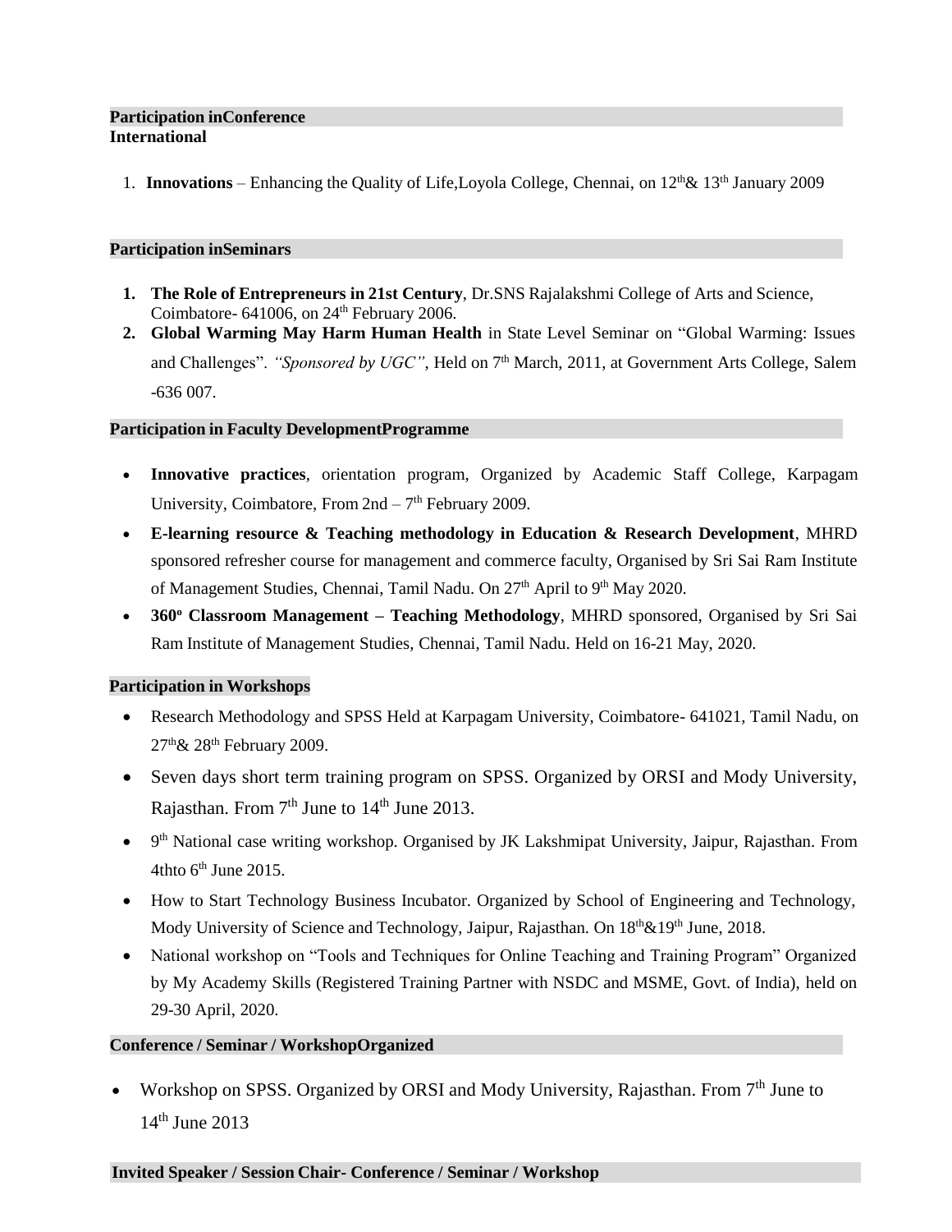## Participation inConference

**International**

1. **Innovations** – Enhancing the Quality of Life,Loyola College, Chennai, on 12th& 13th January 2009

## Participation inSeminars

1. **The Role of Entrepreneurs in 21st Century**, Dr.SNS Rajalakshmi College of Arts and Science, Coimbatore- 641006, on 24th February 2006.
2. **Global Warming May Harm Human Health** in State Level Seminar on "Global Warming: Issues and Challenges". *"Sponsored by UGC"*, Held on 7th March, 2011, at Government Arts College, Salem -636 007.

## Participation in Faculty DevelopmentProgramme

- **Innovative practices**, orientation program, Organized by Academic Staff College, Karpagam University, Coimbatore, From 2nd – 7th February 2009.
- **E-learning resource & Teaching methodology in Education & Research Development**, MHRD sponsored refresher course for management and commerce faculty, Organised by Sri Sai Ram Institute of Management Studies, Chennai, Tamil Nadu. On 27th April to 9th May 2020.
- **360º Classroom Management – Teaching Methodology**, MHRD sponsored, Organised by Sri Sai Ram Institute of Management Studies, Chennai, Tamil Nadu. Held on 16-21 May, 2020.

## Participation in Workshops

- Research Methodology and SPSS Held at Karpagam University, Coimbatore- 641021, Tamil Nadu, on 27th& 28th February 2009.
- Seven days short term training program on SPSS. Organized by ORSI and Mody University, Rajasthan. From 7th June to 14th June 2013.
- 9th National case writing workshop. Organised by JK Lakshmipat University, Jaipur, Rajasthan. From 4thto 6th June 2015.
- How to Start Technology Business Incubator. Organized by School of Engineering and Technology, Mody University of Science and Technology, Jaipur, Rajasthan. On 18th&19th June, 2018.
- National workshop on "Tools and Techniques for Online Teaching and Training Program" Organized by My Academy Skills (Registered Training Partner with NSDC and MSME, Govt. of India), held on 29-30 April, 2020.

## Conference / Seminar / WorkshopOrganized

- Workshop on SPSS. Organized by ORSI and Mody University, Rajasthan. From 7th June to 14th June 2013

## Invited Speaker / Session Chair- Conference / Seminar / Workshop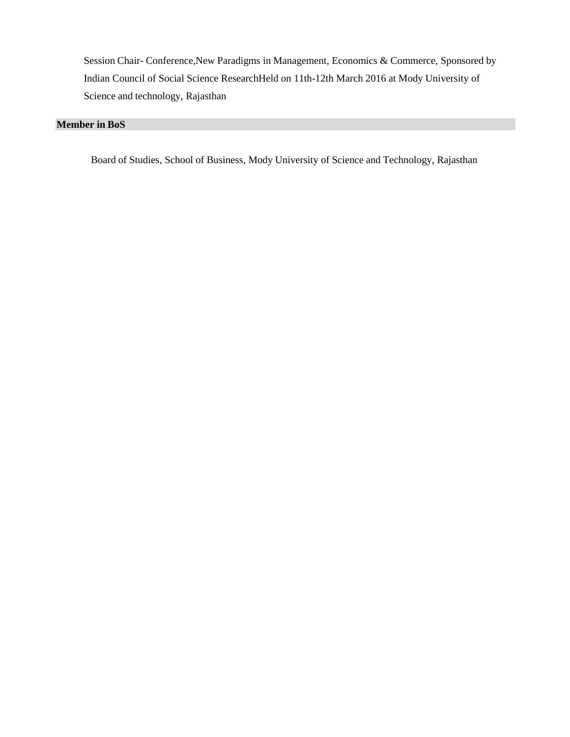Session Chair- Conference,New Paradigms in Management, Economics & Commerce, Sponsored by Indian Council of Social Science ResearchHeld on 11th-12th March 2016 at Mody University of Science and technology, Rajasthan

## Member in BoS

Board of Studies, School of Business, Mody University of Science and Technology, Rajasthan